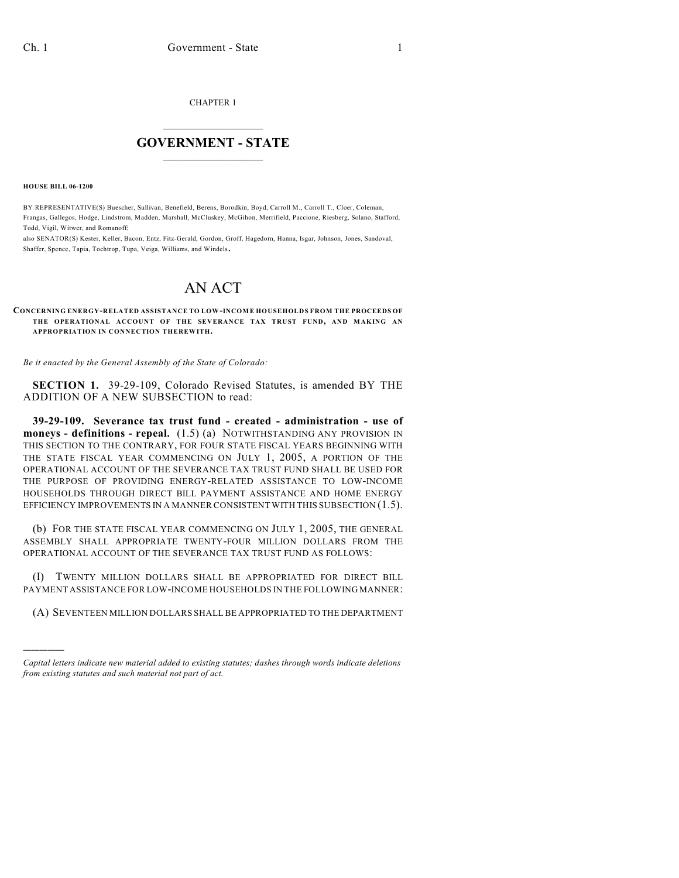CHAPTER 1

## GOVERNMENT - STATE

**HOUSE BILL 06-1200**

BY REPRESENTATIVE(S) Buescher, Sullivan, Benefield, Berens, Borodkin, Boyd, Carroll M., Carroll T., Cloer, Coleman, Frangas, Gallegos, Hodge, Lindstrom, Madden, Marshall, McCluskey, McGihon, Merrifield, Paccione, Riesberg, Solano, Stafford, Todd, Vigil, Witwer, and Romanoff;
also SENATOR(S) Kester, Keller, Bacon, Entz, Fitz-Gerald, Gordon, Groff, Hagedorn, Hanna, Isgar, Johnson, Jones, Sandoval, Shaffer, Spence, Tapia, Tochtrop, Tupa, Veiga, Williams, and Windels.

# AN ACT

**CONCERNING ENERGY-RELATED ASSISTANCE TO LOW-INCOME HOUSEHOLDS FROM THE PROCEEDS OF THE OPERATIONAL ACCOUNT OF THE SEVERANCE TAX TRUST FUND, AND MAKING AN APPROPRIATION IN CONNECTION THEREWITH.**

*Be it enacted by the General Assembly of the State of Colorado:*

**SECTION 1.** 39-29-109, Colorado Revised Statutes, is amended BY THE ADDITION OF A NEW SUBSECTION to read:

**39-29-109. Severance tax trust fund - created - administration - use of moneys - definitions - repeal.** (1.5) (a) NOTWITHSTANDING ANY PROVISION IN THIS SECTION TO THE CONTRARY, FOR FOUR STATE FISCAL YEARS BEGINNING WITH THE STATE FISCAL YEAR COMMENCING ON JULY 1, 2005, A PORTION OF THE OPERATIONAL ACCOUNT OF THE SEVERANCE TAX TRUST FUND SHALL BE USED FOR THE PURPOSE OF PROVIDING ENERGY-RELATED ASSISTANCE TO LOW-INCOME HOUSEHOLDS THROUGH DIRECT BILL PAYMENT ASSISTANCE AND HOME ENERGY EFFICIENCY IMPROVEMENTS IN A MANNER CONSISTENT WITH THIS SUBSECTION (1.5).

(b) FOR THE STATE FISCAL YEAR COMMENCING ON JULY 1, 2005, THE GENERAL ASSEMBLY SHALL APPROPRIATE TWENTY-FOUR MILLION DOLLARS FROM THE OPERATIONAL ACCOUNT OF THE SEVERANCE TAX TRUST FUND AS FOLLOWS:

(I) TWENTY MILLION DOLLARS SHALL BE APPROPRIATED FOR DIRECT BILL PAYMENT ASSISTANCE FOR LOW-INCOME HOUSEHOLDS IN THE FOLLOWING MANNER:

(A) SEVENTEEN MILLION DOLLARS SHALL BE APPROPRIATED TO THE DEPARTMENT

---

*Capital letters indicate new material added to existing statutes; dashes through words indicate deletions from existing statutes and such material not part of act.*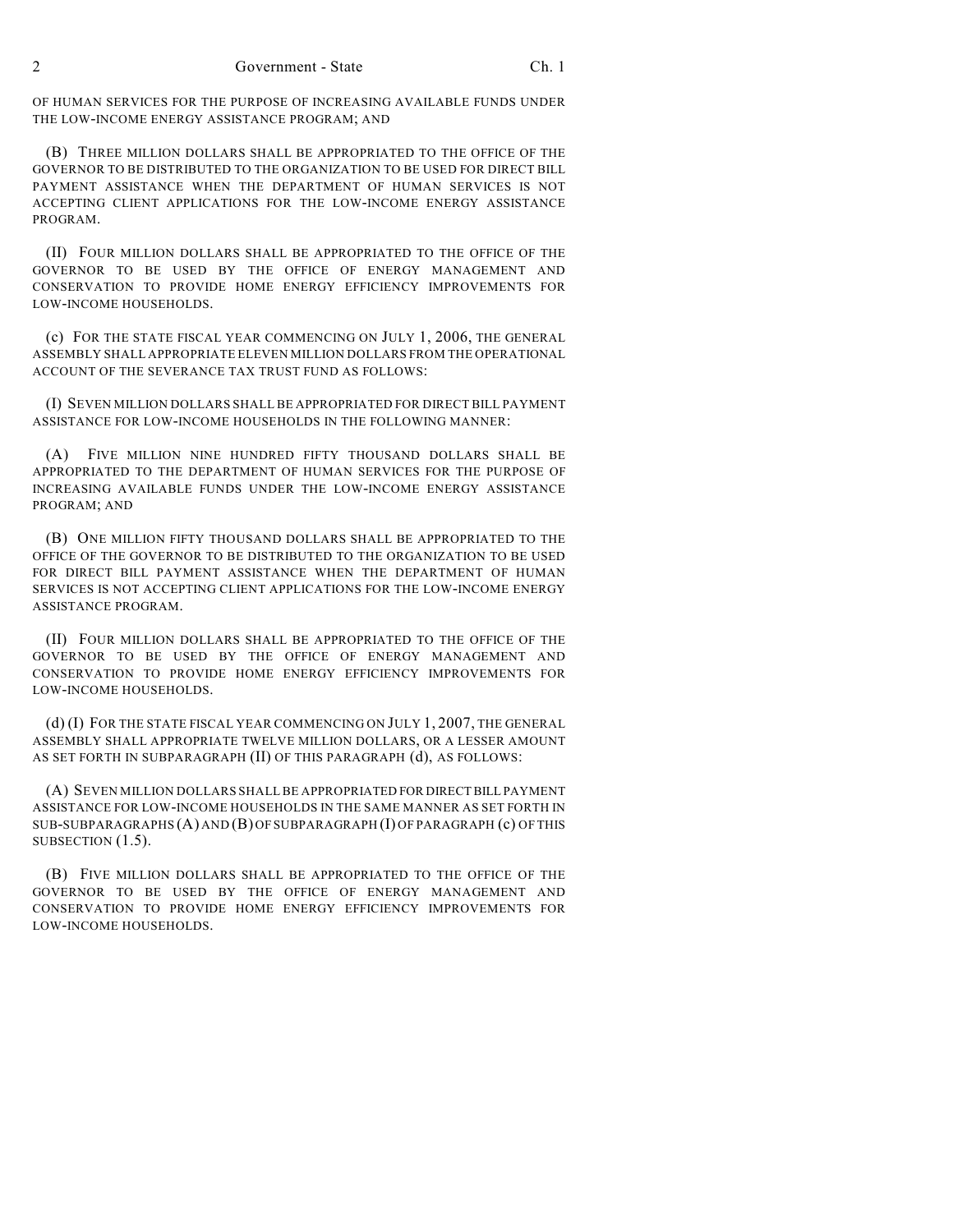OF HUMAN SERVICES FOR THE PURPOSE OF INCREASING AVAILABLE FUNDS UNDER THE LOW-INCOME ENERGY ASSISTANCE PROGRAM; AND

(B) THREE MILLION DOLLARS SHALL BE APPROPRIATED TO THE OFFICE OF THE GOVERNOR TO BE DISTRIBUTED TO THE ORGANIZATION TO BE USED FOR DIRECT BILL PAYMENT ASSISTANCE WHEN THE DEPARTMENT OF HUMAN SERVICES IS NOT ACCEPTING CLIENT APPLICATIONS FOR THE LOW-INCOME ENERGY ASSISTANCE PROGRAM.

(II) FOUR MILLION DOLLARS SHALL BE APPROPRIATED TO THE OFFICE OF THE GOVERNOR TO BE USED BY THE OFFICE OF ENERGY MANAGEMENT AND CONSERVATION TO PROVIDE HOME ENERGY EFFICIENCY IMPROVEMENTS FOR LOW-INCOME HOUSEHOLDS.

(c) FOR THE STATE FISCAL YEAR COMMENCING ON JULY 1, 2006, THE GENERAL ASSEMBLY SHALL APPROPRIATE ELEVEN MILLION DOLLARS FROM THE OPERATIONAL ACCOUNT OF THE SEVERANCE TAX TRUST FUND AS FOLLOWS:

(I) SEVEN MILLION DOLLARS SHALL BE APPROPRIATED FOR DIRECT BILL PAYMENT ASSISTANCE FOR LOW-INCOME HOUSEHOLDS IN THE FOLLOWING MANNER:

(A) FIVE MILLION NINE HUNDRED FIFTY THOUSAND DOLLARS SHALL BE APPROPRIATED TO THE DEPARTMENT OF HUMAN SERVICES FOR THE PURPOSE OF INCREASING AVAILABLE FUNDS UNDER THE LOW-INCOME ENERGY ASSISTANCE PROGRAM; AND

(B) ONE MILLION FIFTY THOUSAND DOLLARS SHALL BE APPROPRIATED TO THE OFFICE OF THE GOVERNOR TO BE DISTRIBUTED TO THE ORGANIZATION TO BE USED FOR DIRECT BILL PAYMENT ASSISTANCE WHEN THE DEPARTMENT OF HUMAN SERVICES IS NOT ACCEPTING CLIENT APPLICATIONS FOR THE LOW-INCOME ENERGY ASSISTANCE PROGRAM.

(II) FOUR MILLION DOLLARS SHALL BE APPROPRIATED TO THE OFFICE OF THE GOVERNOR TO BE USED BY THE OFFICE OF ENERGY MANAGEMENT AND CONSERVATION TO PROVIDE HOME ENERGY EFFICIENCY IMPROVEMENTS FOR LOW-INCOME HOUSEHOLDS.

(d) (I) FOR THE STATE FISCAL YEAR COMMENCING ON JULY 1, 2007, THE GENERAL ASSEMBLY SHALL APPROPRIATE TWELVE MILLION DOLLARS, OR A LESSER AMOUNT AS SET FORTH IN SUBPARAGRAPH (II) OF THIS PARAGRAPH (d), AS FOLLOWS:

(A) SEVEN MILLION DOLLARS SHALL BE APPROPRIATED FOR DIRECT BILL PAYMENT ASSISTANCE FOR LOW-INCOME HOUSEHOLDS IN THE SAME MANNER AS SET FORTH IN SUB-SUBPARAGRAPHS (A) AND (B) OF SUBPARAGRAPH (I) OF PARAGRAPH (c) OF THIS SUBSECTION (1.5).

(B) FIVE MILLION DOLLARS SHALL BE APPROPRIATED TO THE OFFICE OF THE GOVERNOR TO BE USED BY THE OFFICE OF ENERGY MANAGEMENT AND CONSERVATION TO PROVIDE HOME ENERGY EFFICIENCY IMPROVEMENTS FOR LOW-INCOME HOUSEHOLDS.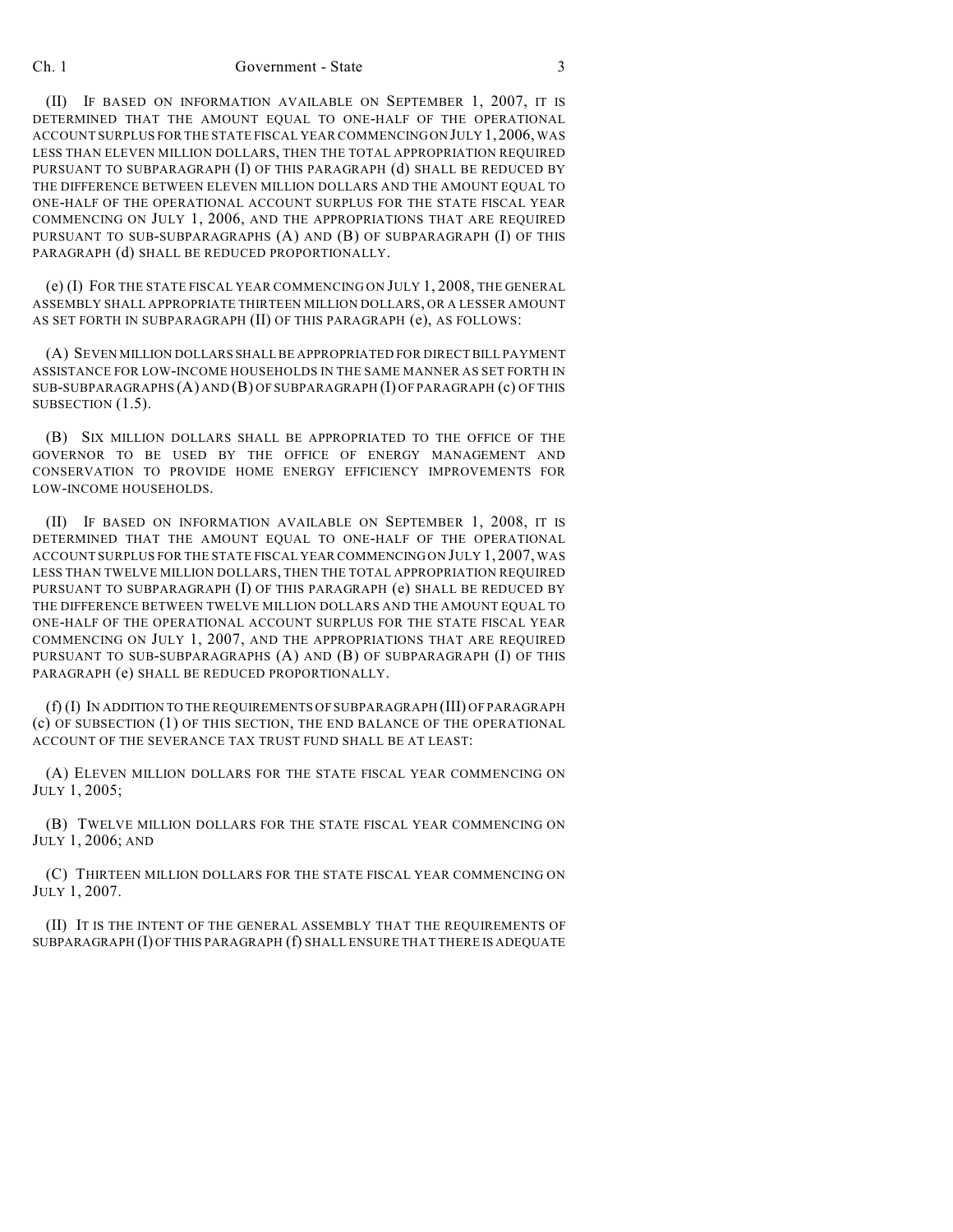(II) IF BASED ON INFORMATION AVAILABLE ON SEPTEMBER 1, 2007, IT IS DETERMINED THAT THE AMOUNT EQUAL TO ONE-HALF OF THE OPERATIONAL ACCOUNT SURPLUS FOR THE STATE FISCAL YEAR COMMENCING ON JULY 1, 2006, WAS LESS THAN ELEVEN MILLION DOLLARS, THEN THE TOTAL APPROPRIATION REQUIRED PURSUANT TO SUBPARAGRAPH (I) OF THIS PARAGRAPH (d) SHALL BE REDUCED BY THE DIFFERENCE BETWEEN ELEVEN MILLION DOLLARS AND THE AMOUNT EQUAL TO ONE-HALF OF THE OPERATIONAL ACCOUNT SURPLUS FOR THE STATE FISCAL YEAR COMMENCING ON JULY 1, 2006, AND THE APPROPRIATIONS THAT ARE REQUIRED PURSUANT TO SUB-SUBPARAGRAPHS (A) AND (B) OF SUBPARAGRAPH (I) OF THIS PARAGRAPH (d) SHALL BE REDUCED PROPORTIONALLY.

(e) (I) FOR THE STATE FISCAL YEAR COMMENCING ON JULY 1, 2008, THE GENERAL ASSEMBLY SHALL APPROPRIATE THIRTEEN MILLION DOLLARS, OR A LESSER AMOUNT AS SET FORTH IN SUBPARAGRAPH (II) OF THIS PARAGRAPH (e), AS FOLLOWS:

(A) SEVEN MILLION DOLLARS SHALL BE APPROPRIATED FOR DIRECT BILL PAYMENT ASSISTANCE FOR LOW-INCOME HOUSEHOLDS IN THE SAME MANNER AS SET FORTH IN SUB-SUBPARAGRAPHS (A) AND (B) OF SUBPARAGRAPH (I) OF PARAGRAPH (c) OF THIS SUBSECTION (1.5).

(B) SIX MILLION DOLLARS SHALL BE APPROPRIATED TO THE OFFICE OF THE GOVERNOR TO BE USED BY THE OFFICE OF ENERGY MANAGEMENT AND CONSERVATION TO PROVIDE HOME ENERGY EFFICIENCY IMPROVEMENTS FOR LOW-INCOME HOUSEHOLDS.

(II) IF BASED ON INFORMATION AVAILABLE ON SEPTEMBER 1, 2008, IT IS DETERMINED THAT THE AMOUNT EQUAL TO ONE-HALF OF THE OPERATIONAL ACCOUNT SURPLUS FOR THE STATE FISCAL YEAR COMMENCING ON JULY 1, 2007, WAS LESS THAN TWELVE MILLION DOLLARS, THEN THE TOTAL APPROPRIATION REQUIRED PURSUANT TO SUBPARAGRAPH (I) OF THIS PARAGRAPH (e) SHALL BE REDUCED BY THE DIFFERENCE BETWEEN TWELVE MILLION DOLLARS AND THE AMOUNT EQUAL TO ONE-HALF OF THE OPERATIONAL ACCOUNT SURPLUS FOR THE STATE FISCAL YEAR COMMENCING ON JULY 1, 2007, AND THE APPROPRIATIONS THAT ARE REQUIRED PURSUANT TO SUB-SUBPARAGRAPHS (A) AND (B) OF SUBPARAGRAPH (I) OF THIS PARAGRAPH (e) SHALL BE REDUCED PROPORTIONALLY.

(f) (I) IN ADDITION TO THE REQUIREMENTS OF SUBPARAGRAPH (III) OF PARAGRAPH (c) OF SUBSECTION (1) OF THIS SECTION, THE END BALANCE OF THE OPERATIONAL ACCOUNT OF THE SEVERANCE TAX TRUST FUND SHALL BE AT LEAST:

(A) ELEVEN MILLION DOLLARS FOR THE STATE FISCAL YEAR COMMENCING ON JULY 1, 2005;

(B) TWELVE MILLION DOLLARS FOR THE STATE FISCAL YEAR COMMENCING ON JULY 1, 2006; AND

(C) THIRTEEN MILLION DOLLARS FOR THE STATE FISCAL YEAR COMMENCING ON JULY 1, 2007.

(II) IT IS THE INTENT OF THE GENERAL ASSEMBLY THAT THE REQUIREMENTS OF SUBPARAGRAPH (I) OF THIS PARAGRAPH (f) SHALL ENSURE THAT THERE IS ADEQUATE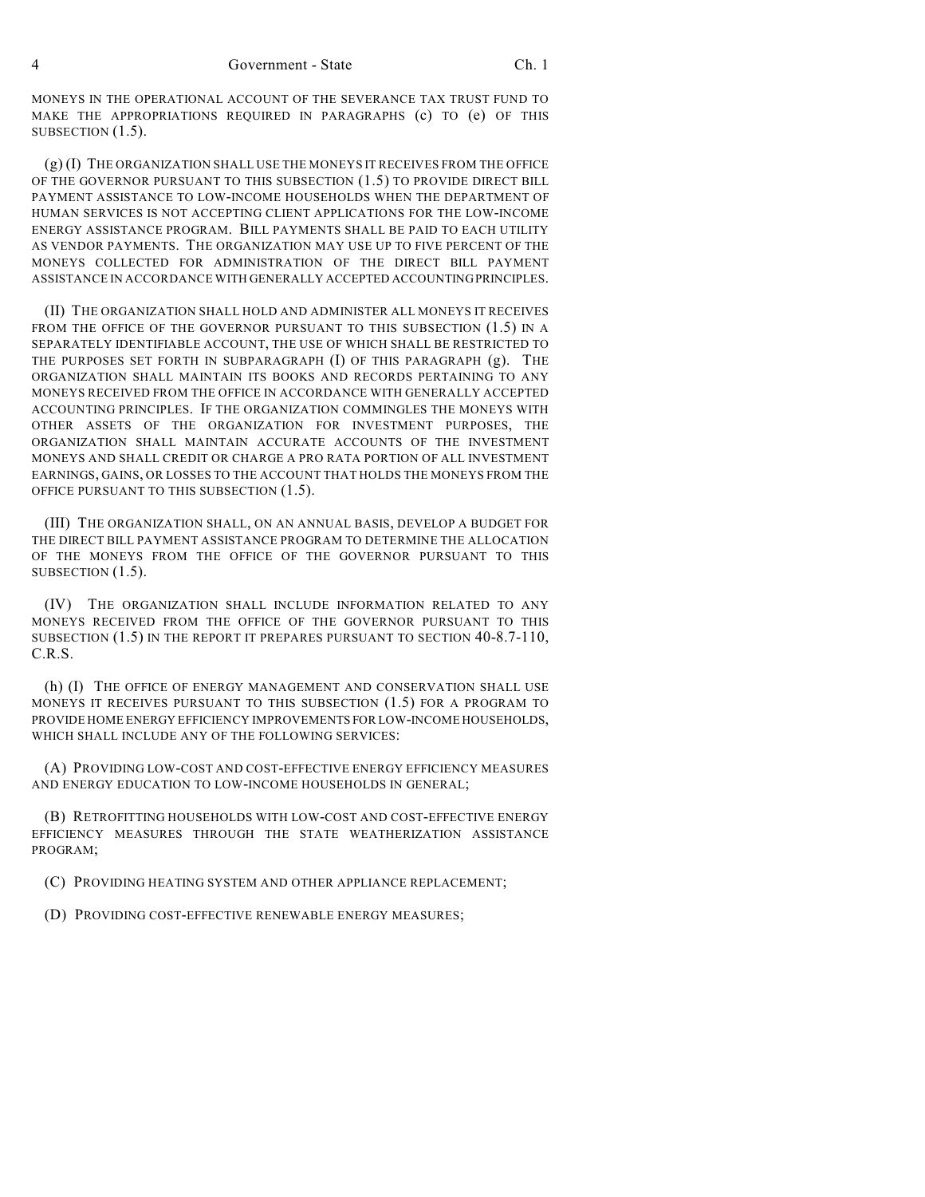MONEYS IN THE OPERATIONAL ACCOUNT OF THE SEVERANCE TAX TRUST FUND TO MAKE THE APPROPRIATIONS REQUIRED IN PARAGRAPHS (c) TO (e) OF THIS SUBSECTION (1.5).

(g) (I) THE ORGANIZATION SHALL USE THE MONEYS IT RECEIVES FROM THE OFFICE OF THE GOVERNOR PURSUANT TO THIS SUBSECTION (1.5) TO PROVIDE DIRECT BILL PAYMENT ASSISTANCE TO LOW-INCOME HOUSEHOLDS WHEN THE DEPARTMENT OF HUMAN SERVICES IS NOT ACCEPTING CLIENT APPLICATIONS FOR THE LOW-INCOME ENERGY ASSISTANCE PROGRAM. BILL PAYMENTS SHALL BE PAID TO EACH UTILITY AS VENDOR PAYMENTS. THE ORGANIZATION MAY USE UP TO FIVE PERCENT OF THE MONEYS COLLECTED FOR ADMINISTRATION OF THE DIRECT BILL PAYMENT ASSISTANCE IN ACCORDANCE WITH GENERALLY ACCEPTED ACCOUNTING PRINCIPLES.

(II) THE ORGANIZATION SHALL HOLD AND ADMINISTER ALL MONEYS IT RECEIVES FROM THE OFFICE OF THE GOVERNOR PURSUANT TO THIS SUBSECTION (1.5) IN A SEPARATELY IDENTIFIABLE ACCOUNT, THE USE OF WHICH SHALL BE RESTRICTED TO THE PURPOSES SET FORTH IN SUBPARAGRAPH (I) OF THIS PARAGRAPH (g). THE ORGANIZATION SHALL MAINTAIN ITS BOOKS AND RECORDS PERTAINING TO ANY MONEYS RECEIVED FROM THE OFFICE IN ACCORDANCE WITH GENERALLY ACCEPTED ACCOUNTING PRINCIPLES. IF THE ORGANIZATION COMMINGLES THE MONEYS WITH OTHER ASSETS OF THE ORGANIZATION FOR INVESTMENT PURPOSES, THE ORGANIZATION SHALL MAINTAIN ACCURATE ACCOUNTS OF THE INVESTMENT MONEYS AND SHALL CREDIT OR CHARGE A PRO RATA PORTION OF ALL INVESTMENT EARNINGS, GAINS, OR LOSSES TO THE ACCOUNT THAT HOLDS THE MONEYS FROM THE OFFICE PURSUANT TO THIS SUBSECTION (1.5).

(III) THE ORGANIZATION SHALL, ON AN ANNUAL BASIS, DEVELOP A BUDGET FOR THE DIRECT BILL PAYMENT ASSISTANCE PROGRAM TO DETERMINE THE ALLOCATION OF THE MONEYS FROM THE OFFICE OF THE GOVERNOR PURSUANT TO THIS SUBSECTION (1.5).

(IV) THE ORGANIZATION SHALL INCLUDE INFORMATION RELATED TO ANY MONEYS RECEIVED FROM THE OFFICE OF THE GOVERNOR PURSUANT TO THIS SUBSECTION (1.5) IN THE REPORT IT PREPARES PURSUANT TO SECTION 40-8.7-110, C.R.S.

(h) (I) THE OFFICE OF ENERGY MANAGEMENT AND CONSERVATION SHALL USE MONEYS IT RECEIVES PURSUANT TO THIS SUBSECTION (1.5) FOR A PROGRAM TO PROVIDE HOME ENERGY EFFICIENCY IMPROVEMENTS FOR LOW-INCOME HOUSEHOLDS, WHICH SHALL INCLUDE ANY OF THE FOLLOWING SERVICES:

(A) PROVIDING LOW-COST AND COST-EFFECTIVE ENERGY EFFICIENCY MEASURES AND ENERGY EDUCATION TO LOW-INCOME HOUSEHOLDS IN GENERAL;

(B) RETROFITTING HOUSEHOLDS WITH LOW-COST AND COST-EFFECTIVE ENERGY EFFICIENCY MEASURES THROUGH THE STATE WEATHERIZATION ASSISTANCE PROGRAM;

(C) PROVIDING HEATING SYSTEM AND OTHER APPLIANCE REPLACEMENT;

(D) PROVIDING COST-EFFECTIVE RENEWABLE ENERGY MEASURES;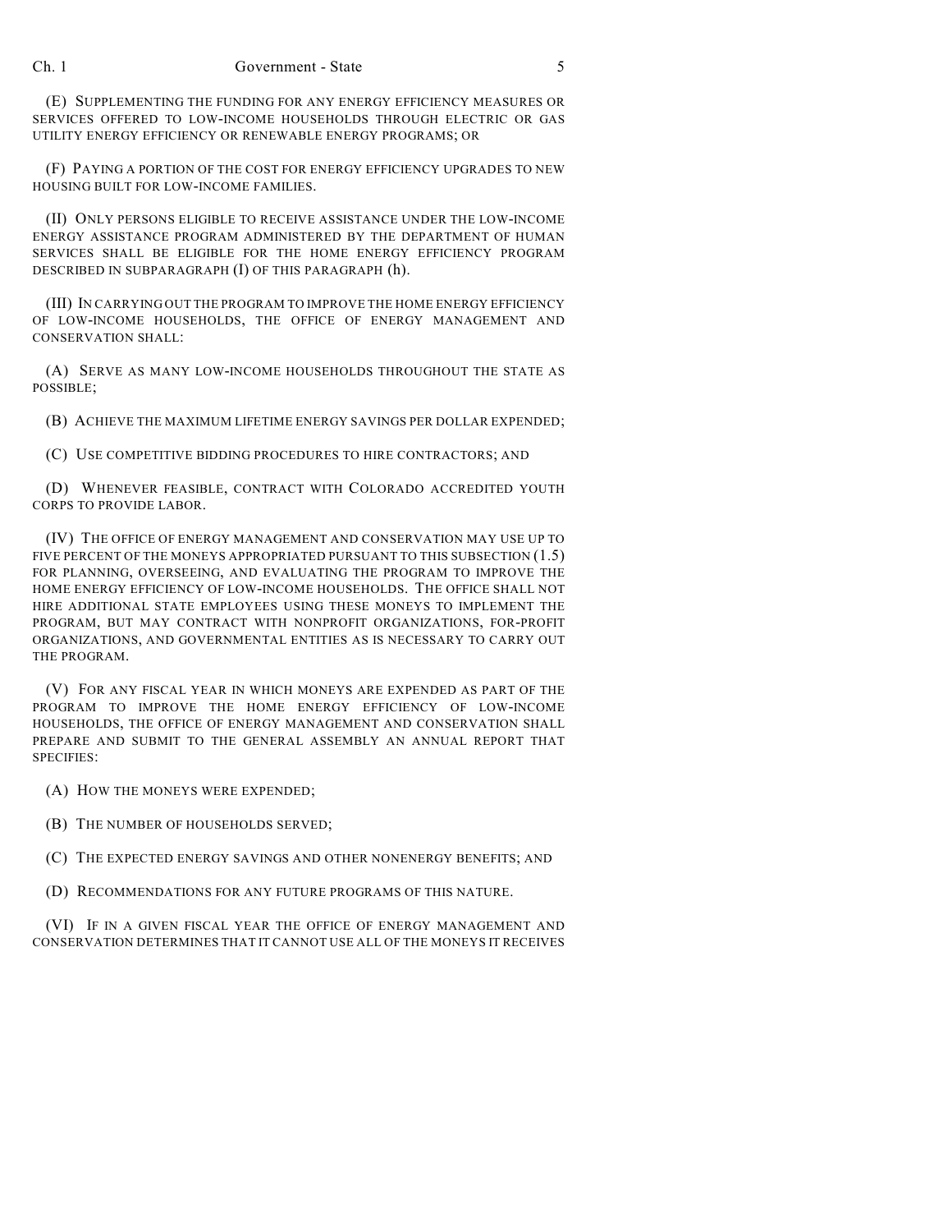(E) SUPPLEMENTING THE FUNDING FOR ANY ENERGY EFFICIENCY MEASURES OR SERVICES OFFERED TO LOW-INCOME HOUSEHOLDS THROUGH ELECTRIC OR GAS UTILITY ENERGY EFFICIENCY OR RENEWABLE ENERGY PROGRAMS; OR

(F) PAYING A PORTION OF THE COST FOR ENERGY EFFICIENCY UPGRADES TO NEW HOUSING BUILT FOR LOW-INCOME FAMILIES.

(II) ONLY PERSONS ELIGIBLE TO RECEIVE ASSISTANCE UNDER THE LOW-INCOME ENERGY ASSISTANCE PROGRAM ADMINISTERED BY THE DEPARTMENT OF HUMAN SERVICES SHALL BE ELIGIBLE FOR THE HOME ENERGY EFFICIENCY PROGRAM DESCRIBED IN SUBPARAGRAPH (I) OF THIS PARAGRAPH (h).

(III) IN CARRYING OUT THE PROGRAM TO IMPROVE THE HOME ENERGY EFFICIENCY OF LOW-INCOME HOUSEHOLDS, THE OFFICE OF ENERGY MANAGEMENT AND CONSERVATION SHALL:

(A) SERVE AS MANY LOW-INCOME HOUSEHOLDS THROUGHOUT THE STATE AS POSSIBLE;

(B) ACHIEVE THE MAXIMUM LIFETIME ENERGY SAVINGS PER DOLLAR EXPENDED;

(C) USE COMPETITIVE BIDDING PROCEDURES TO HIRE CONTRACTORS; AND

(D) WHENEVER FEASIBLE, CONTRACT WITH COLORADO ACCREDITED YOUTH CORPS TO PROVIDE LABOR.

(IV) THE OFFICE OF ENERGY MANAGEMENT AND CONSERVATION MAY USE UP TO FIVE PERCENT OF THE MONEYS APPROPRIATED PURSUANT TO THIS SUBSECTION (1.5) FOR PLANNING, OVERSEEING, AND EVALUATING THE PROGRAM TO IMPROVE THE HOME ENERGY EFFICIENCY OF LOW-INCOME HOUSEHOLDS. THE OFFICE SHALL NOT HIRE ADDITIONAL STATE EMPLOYEES USING THESE MONEYS TO IMPLEMENT THE PROGRAM, BUT MAY CONTRACT WITH NONPROFIT ORGANIZATIONS, FOR-PROFIT ORGANIZATIONS, AND GOVERNMENTAL ENTITIES AS IS NECESSARY TO CARRY OUT THE PROGRAM.

(V) FOR ANY FISCAL YEAR IN WHICH MONEYS ARE EXPENDED AS PART OF THE PROGRAM TO IMPROVE THE HOME ENERGY EFFICIENCY OF LOW-INCOME HOUSEHOLDS, THE OFFICE OF ENERGY MANAGEMENT AND CONSERVATION SHALL PREPARE AND SUBMIT TO THE GENERAL ASSEMBLY AN ANNUAL REPORT THAT SPECIFIES:

(A) HOW THE MONEYS WERE EXPENDED;

(B) THE NUMBER OF HOUSEHOLDS SERVED;

(C) THE EXPECTED ENERGY SAVINGS AND OTHER NONENERGY BENEFITS; AND

(D) RECOMMENDATIONS FOR ANY FUTURE PROGRAMS OF THIS NATURE.

(VI) IF IN A GIVEN FISCAL YEAR THE OFFICE OF ENERGY MANAGEMENT AND CONSERVATION DETERMINES THAT IT CANNOT USE ALL OF THE MONEYS IT RECEIVES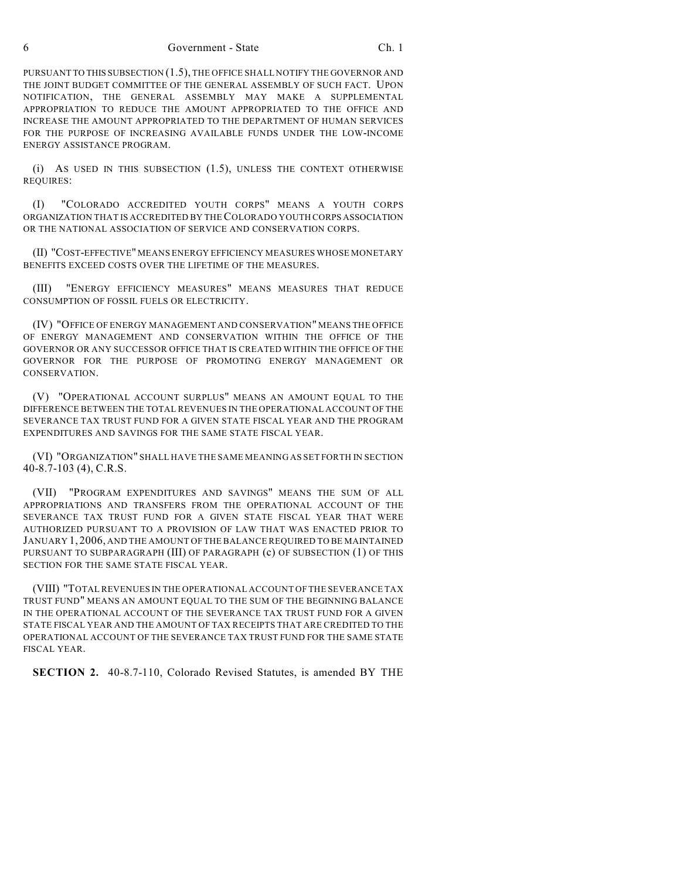PURSUANT TO THIS SUBSECTION (1.5), THE OFFICE SHALL NOTIFY THE GOVERNOR AND THE JOINT BUDGET COMMITTEE OF THE GENERAL ASSEMBLY OF SUCH FACT. UPON NOTIFICATION, THE GENERAL ASSEMBLY MAY MAKE A SUPPLEMENTAL APPROPRIATION TO REDUCE THE AMOUNT APPROPRIATED TO THE OFFICE AND INCREASE THE AMOUNT APPROPRIATED TO THE DEPARTMENT OF HUMAN SERVICES FOR THE PURPOSE OF INCREASING AVAILABLE FUNDS UNDER THE LOW-INCOME ENERGY ASSISTANCE PROGRAM.

(i) AS USED IN THIS SUBSECTION (1.5), UNLESS THE CONTEXT OTHERWISE REQUIRES:

(I) "COLORADO ACCREDITED YOUTH CORPS" MEANS A YOUTH CORPS ORGANIZATION THAT IS ACCREDITED BY THE COLORADO YOUTH CORPS ASSOCIATION OR THE NATIONAL ASSOCIATION OF SERVICE AND CONSERVATION CORPS.

(II) "COST-EFFECTIVE" MEANS ENERGY EFFICIENCY MEASURES WHOSE MONETARY BENEFITS EXCEED COSTS OVER THE LIFETIME OF THE MEASURES.

(III) "ENERGY EFFICIENCY MEASURES" MEANS MEASURES THAT REDUCE CONSUMPTION OF FOSSIL FUELS OR ELECTRICITY.

(IV) "OFFICE OF ENERGY MANAGEMENT AND CONSERVATION" MEANS THE OFFICE OF ENERGY MANAGEMENT AND CONSERVATION WITHIN THE OFFICE OF THE GOVERNOR OR ANY SUCCESSOR OFFICE THAT IS CREATED WITHIN THE OFFICE OF THE GOVERNOR FOR THE PURPOSE OF PROMOTING ENERGY MANAGEMENT OR CONSERVATION.

(V) "OPERATIONAL ACCOUNT SURPLUS" MEANS AN AMOUNT EQUAL TO THE DIFFERENCE BETWEEN THE TOTAL REVENUES IN THE OPERATIONAL ACCOUNT OF THE SEVERANCE TAX TRUST FUND FOR A GIVEN STATE FISCAL YEAR AND THE PROGRAM EXPENDITURES AND SAVINGS FOR THE SAME STATE FISCAL YEAR.

(VI) "ORGANIZATION" SHALL HAVE THE SAME MEANING AS SET FORTH IN SECTION 40-8.7-103 (4), C.R.S.

(VII) "PROGRAM EXPENDITURES AND SAVINGS" MEANS THE SUM OF ALL APPROPRIATIONS AND TRANSFERS FROM THE OPERATIONAL ACCOUNT OF THE SEVERANCE TAX TRUST FUND FOR A GIVEN STATE FISCAL YEAR THAT WERE AUTHORIZED PURSUANT TO A PROVISION OF LAW THAT WAS ENACTED PRIOR TO JANUARY 1, 2006, AND THE AMOUNT OF THE BALANCE REQUIRED TO BE MAINTAINED PURSUANT TO SUBPARAGRAPH (III) OF PARAGRAPH (c) OF SUBSECTION (1) OF THIS SECTION FOR THE SAME STATE FISCAL YEAR.

(VIII) "TOTAL REVENUES IN THE OPERATIONAL ACCOUNT OF THE SEVERANCE TAX TRUST FUND" MEANS AN AMOUNT EQUAL TO THE SUM OF THE BEGINNING BALANCE IN THE OPERATIONAL ACCOUNT OF THE SEVERANCE TAX TRUST FUND FOR A GIVEN STATE FISCAL YEAR AND THE AMOUNT OF TAX RECEIPTS THAT ARE CREDITED TO THE OPERATIONAL ACCOUNT OF THE SEVERANCE TAX TRUST FUND FOR THE SAME STATE FISCAL YEAR.

**SECTION 2.** 40-8.7-110, Colorado Revised Statutes, is amended BY THE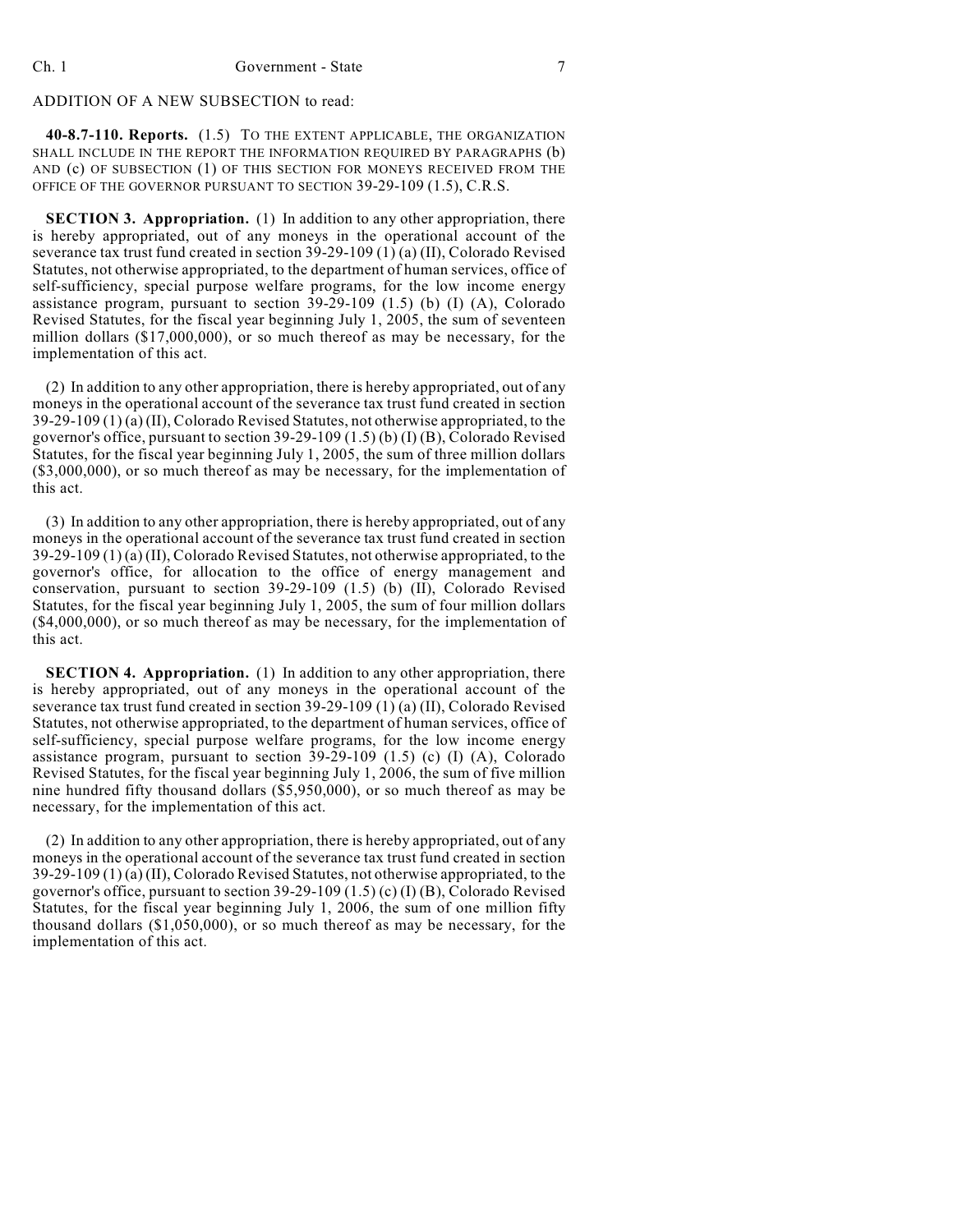ADDITION OF A NEW SUBSECTION to read:

**40-8.7-110. Reports.** (1.5) TO THE EXTENT APPLICABLE, THE ORGANIZATION SHALL INCLUDE IN THE REPORT THE INFORMATION REQUIRED BY PARAGRAPHS (b) AND (c) OF SUBSECTION (1) OF THIS SECTION FOR MONEYS RECEIVED FROM THE OFFICE OF THE GOVERNOR PURSUANT TO SECTION 39-29-109 (1.5), C.R.S.

**SECTION 3. Appropriation.** (1) In addition to any other appropriation, there is hereby appropriated, out of any moneys in the operational account of the severance tax trust fund created in section 39-29-109 (1) (a) (II), Colorado Revised Statutes, not otherwise appropriated, to the department of human services, office of self-sufficiency, special purpose welfare programs, for the low income energy assistance program, pursuant to section 39-29-109 (1.5) (b) (I) (A), Colorado Revised Statutes, for the fiscal year beginning July 1, 2005, the sum of seventeen million dollars ($17,000,000), or so much thereof as may be necessary, for the implementation of this act.

(2) In addition to any other appropriation, there is hereby appropriated, out of any moneys in the operational account of the severance tax trust fund created in section 39-29-109 (1) (a) (II), Colorado Revised Statutes, not otherwise appropriated, to the governor's office, pursuant to section 39-29-109 (1.5) (b) (I) (B), Colorado Revised Statutes, for the fiscal year beginning July 1, 2005, the sum of three million dollars ($3,000,000), or so much thereof as may be necessary, for the implementation of this act.

(3) In addition to any other appropriation, there is hereby appropriated, out of any moneys in the operational account of the severance tax trust fund created in section 39-29-109 (1) (a) (II), Colorado Revised Statutes, not otherwise appropriated, to the governor's office, for allocation to the office of energy management and conservation, pursuant to section 39-29-109 (1.5) (b) (II), Colorado Revised Statutes, for the fiscal year beginning July 1, 2005, the sum of four million dollars ($4,000,000), or so much thereof as may be necessary, for the implementation of this act.

**SECTION 4. Appropriation.** (1) In addition to any other appropriation, there is hereby appropriated, out of any moneys in the operational account of the severance tax trust fund created in section 39-29-109 (1) (a) (II), Colorado Revised Statutes, not otherwise appropriated, to the department of human services, office of self-sufficiency, special purpose welfare programs, for the low income energy assistance program, pursuant to section 39-29-109 (1.5) (c) (I) (A), Colorado Revised Statutes, for the fiscal year beginning July 1, 2006, the sum of five million nine hundred fifty thousand dollars ($5,950,000), or so much thereof as may be necessary, for the implementation of this act.

(2) In addition to any other appropriation, there is hereby appropriated, out of any moneys in the operational account of the severance tax trust fund created in section 39-29-109 (1) (a) (II), Colorado Revised Statutes, not otherwise appropriated, to the governor's office, pursuant to section 39-29-109 (1.5) (c) (I) (B), Colorado Revised Statutes, for the fiscal year beginning July 1, 2006, the sum of one million fifty thousand dollars ($1,050,000), or so much thereof as may be necessary, for the implementation of this act.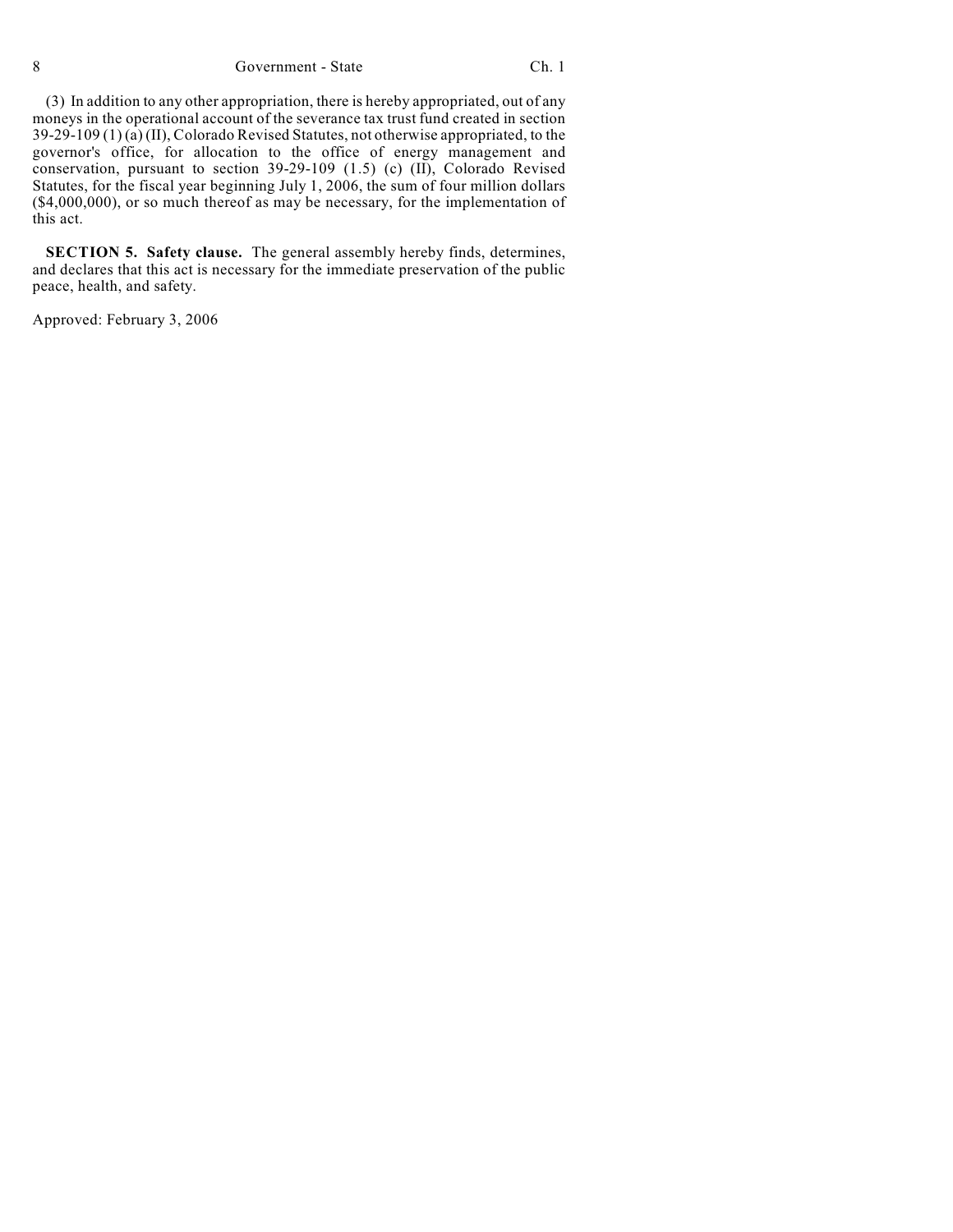(3) In addition to any other appropriation, there is hereby appropriated, out of any moneys in the operational account of the severance tax trust fund created in section 39-29-109 (1) (a) (II), Colorado Revised Statutes, not otherwise appropriated, to the governor's office, for allocation to the office of energy management and conservation, pursuant to section 39-29-109 (1.5) (c) (II), Colorado Revised Statutes, for the fiscal year beginning July 1, 2006, the sum of four million dollars ($4,000,000), or so much thereof as may be necessary, for the implementation of this act.

**SECTION 5. Safety clause.** The general assembly hereby finds, determines, and declares that this act is necessary for the immediate preservation of the public peace, health, and safety.

Approved: February 3, 2006